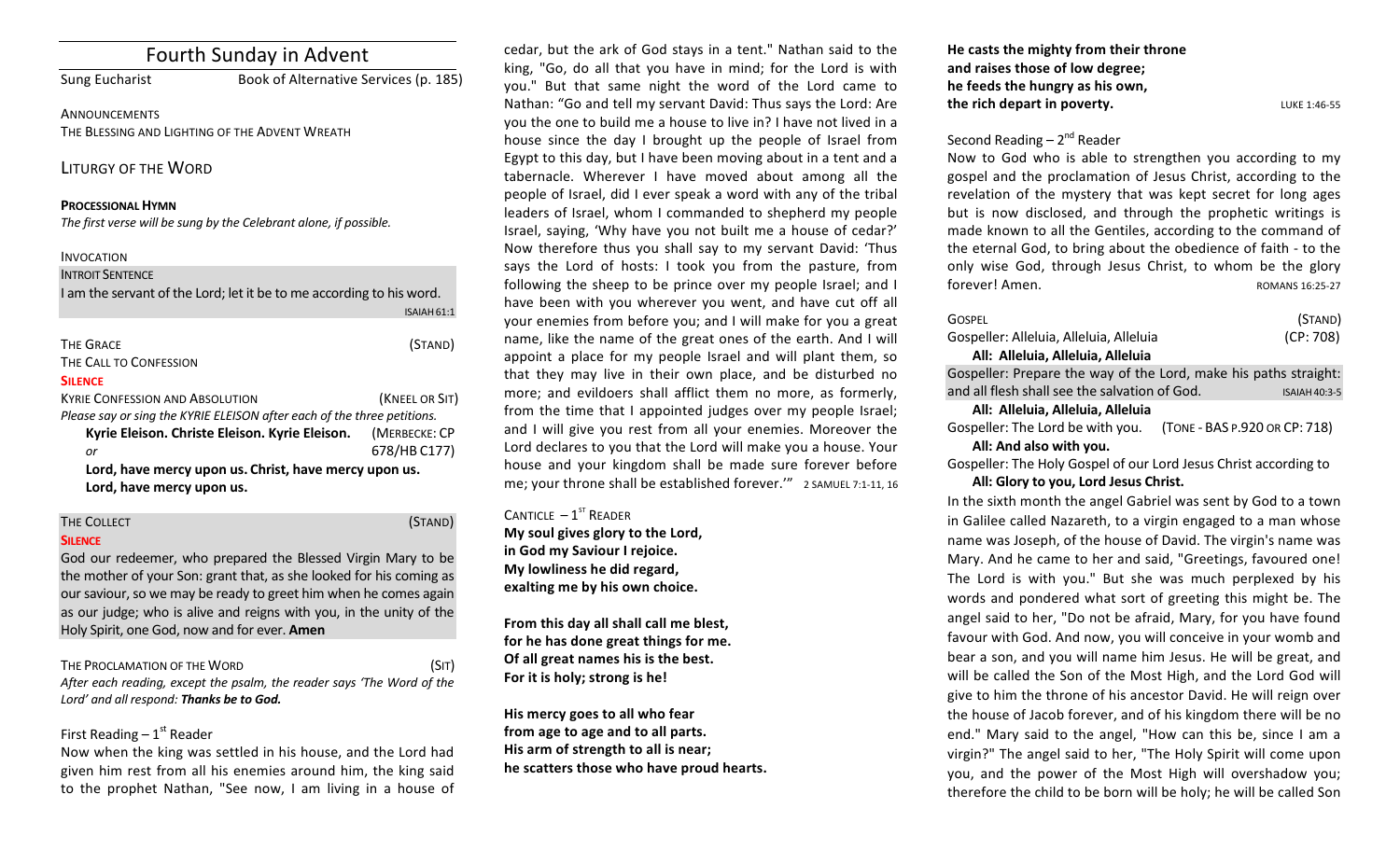# Fourth Sunday in Advent

Sung Eucharist — Book of Alternative Services (p. 185)

ANNOUNCEMENTS

THE BLESSING AND LIGHTING OF THE ADVENT WREATH

## LITURGY OF THE WORD

**PROCESSIONAL HYMN**

*The first verse will be sung by the Celebrant alone, if possible.*

INVOCATION

INTROIT SENTENCE

I am the servant of the Lord; let it be to me according to his word.
ISAIAH 61:1

THE GRACE (STAND)

THE CALL TO CONFESSION

**SILENCE**

KYRIE CONFESSION AND ABSOLUTION (KNEEL OR SIT)

*Please say or sing the KYRIE ELEISON after each of the three petitions.*

**Kyrie Eleison. Christe Eleison. Kyrie Eleison.** (MERBECKE: CP 678/HB C177)

*or*

**Lord, have mercy upon us. Christ, have mercy upon us. Lord, have mercy upon us.**

THE COLLECT (STAND)

**SILENCE**

God our redeemer, who prepared the Blessed Virgin Mary to be the mother of your Son: grant that, as she looked for his coming as our saviour, so we may be ready to greet him when he comes again as our judge; who is alive and reigns with you, in the unity of the Holy Spirit, one God, now and for ever. **Amen**

THE PROCLAMATION OF THE WORD (SIT)

*After each reading, except the psalm, the reader says 'The Word of the Lord' and all respond:* ***Thanks be to God.***

First Reading – 1st Reader

Now when the king was settled in his house, and the Lord had given him rest from all his enemies around him, the king said to the prophet Nathan, "See now, I am living in a house of cedar, but the ark of God stays in a tent." Nathan said to the king, "Go, do all that you have in mind; for the Lord is with you." But that same night the word of the Lord came to Nathan: "Go and tell my servant David: Thus says the Lord: Are you the one to build me a house to live in? I have not lived in a house since the day I brought up the people of Israel from Egypt to this day, but I have been moving about in a tent and a tabernacle. Wherever I have moved about among all the people of Israel, did I ever speak a word with any of the tribal leaders of Israel, whom I commanded to shepherd my people Israel, saying, 'Why have you not built me a house of cedar?' Now therefore thus you shall say to my servant David: 'Thus says the Lord of hosts: I took you from the pasture, from following the sheep to be prince over my people Israel; and I have been with you wherever you went, and have cut off all your enemies from before you; and I will make for you a great name, like the name of the great ones of the earth. And I will appoint a place for my people Israel and will plant them, so that they may live in their own place, and be disturbed no more; and evildoers shall afflict them no more, as formerly, from the time that I appointed judges over my people Israel; and I will give you rest from all your enemies. Moreover the Lord declares to you that the Lord will make you a house. Your house and your kingdom shall be made sure forever before me; your throne shall be established forever.'" 2 SAMUEL 7:1-11, 16

CANTICLE – 1ST READER

**My soul gives glory to the Lord,**
**in God my Saviour I rejoice.**
**My lowliness he did regard,**
**exalting me by his own choice.**

**From this day all shall call me blest,**
**for he has done great things for me.**
**Of all great names his is the best.**
**For it is holy; strong is he!**

**His mercy goes to all who fear**
**from age to age and to all parts.**
**His arm of strength to all is near;**
**he scatters those who have proud hearts.**

**He casts the mighty from their throne**
**and raises those of low degree;**
**he feeds the hungry as his own,**
**the rich depart in poverty.** LUKE 1:46-55

Second Reading – 2nd Reader

Now to God who is able to strengthen you according to my gospel and the proclamation of Jesus Christ, according to the revelation of the mystery that was kept secret for long ages but is now disclosed, and through the prophetic writings is made known to all the Gentiles, according to the command of the eternal God, to bring about the obedience of faith - to the only wise God, through Jesus Christ, to whom be the glory forever! Amen. ROMANS 16:25-27

GOSPEL (STAND)

Gospeller: Alleluia, Alleluia, Alleluia (CP: 708)

**All: Alleluia, Alleluia, Alleluia**

Gospeller: Prepare the way of the Lord, make his paths straight: and all flesh shall see the salvation of God. ISAIAH 40:3-5

**All: Alleluia, Alleluia, Alleluia**

Gospeller: The Lord be with you. (TONE - BAS P.920 OR CP: 718)

**All: And also with you.**

Gospeller: The Holy Gospel of our Lord Jesus Christ according to

**All: Glory to you, Lord Jesus Christ.**

In the sixth month the angel Gabriel was sent by God to a town in Galilee called Nazareth, to a virgin engaged to a man whose name was Joseph, of the house of David. The virgin's name was Mary. And he came to her and said, "Greetings, favoured one! The Lord is with you." But she was much perplexed by his words and pondered what sort of greeting this might be. The angel said to her, "Do not be afraid, Mary, for you have found favour with God. And now, you will conceive in your womb and bear a son, and you will name him Jesus. He will be great, and will be called the Son of the Most High, and the Lord God will give to him the throne of his ancestor David. He will reign over the house of Jacob forever, and of his kingdom there will be no end." Mary said to the angel, "How can this be, since I am a virgin?" The angel said to her, "The Holy Spirit will come upon you, and the power of the Most High will overshadow you; therefore the child to be born will be holy; he will be called Son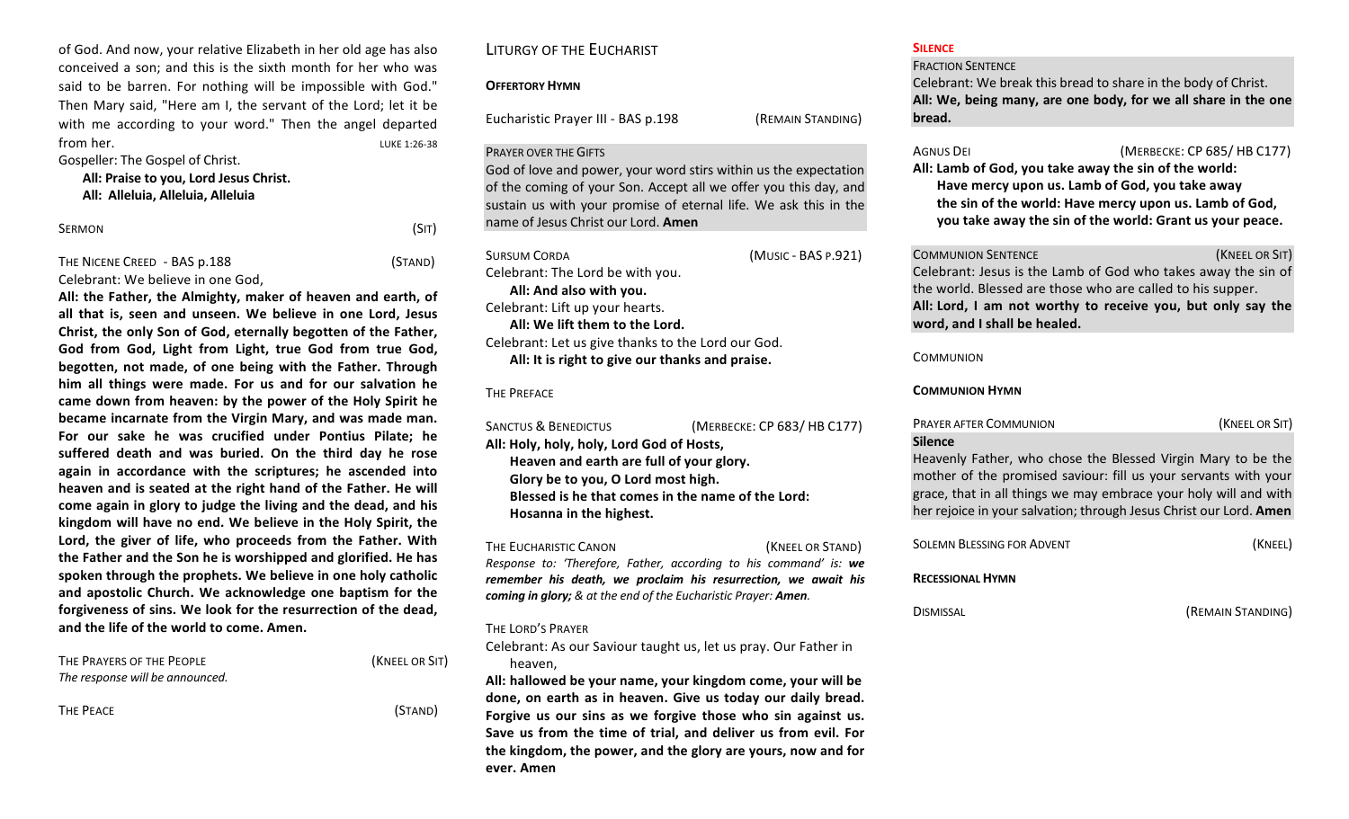of God. And now, your relative Elizabeth in her old age has also conceived a son; and this is the sixth month for her who was said to be barren. For nothing will be impossible with God." Then Mary said, "Here am I, the servant of the Lord; let it be with me according to your word." Then the angel departed from her. LUKE 1:26-38

Gospeller: The Gospel of Christ.

**All: Praise to you, Lord Jesus Christ.**
**All: Alleluia, Alleluia, Alleluia**

SERMON (SIT)

THE NICENE CREED - BAS p.188 (STAND)

Celebrant: We believe in one God,

**All: the Father, the Almighty, maker of heaven and earth, of all that is, seen and unseen. We believe in one Lord, Jesus Christ, the only Son of God, eternally begotten of the Father, God from God, Light from Light, true God from true God, begotten, not made, of one being with the Father. Through him all things were made. For us and for our salvation he came down from heaven: by the power of the Holy Spirit he became incarnate from the Virgin Mary, and was made man. For our sake he was crucified under Pontius Pilate; he suffered death and was buried. On the third day he rose again in accordance with the scriptures; he ascended into heaven and is seated at the right hand of the Father. He will come again in glory to judge the living and the dead, and his kingdom will have no end. We believe in the Holy Spirit, the Lord, the giver of life, who proceeds from the Father. With the Father and the Son he is worshipped and glorified. He has spoken through the prophets. We believe in one holy catholic and apostolic Church. We acknowledge one baptism for the forgiveness of sins. We look for the resurrection of the dead, and the life of the world to come. Amen.**

THE PRAYERS OF THE PEOPLE (KNEEL OR SIT)

*The response will be announced.*

THE PEACE (STAND)

## LITURGY OF THE EUCHARIST

**OFFERTORY HYMN**

Eucharistic Prayer III - BAS p.198 (REMAIN STANDING)

PRAYER OVER THE GIFTS

God of love and power, your word stirs within us the expectation of the coming of your Son. Accept all we offer you this day, and sustain us with your promise of eternal life. We ask this in the name of Jesus Christ our Lord. **Amen**

SURSUM CORDA (MUSIC - BAS P.921)

Celebrant: The Lord be with you.
**All: And also with you.**
Celebrant: Lift up your hearts.
**All: We lift them to the Lord.**
Celebrant: Let us give thanks to the Lord our God.
**All: It is right to give our thanks and praise.**

THE PREFACE

SANCTUS & BENEDICTUS (MERBECKE: CP 683/ HB C177)

**All: Holy, holy, holy, Lord God of Hosts,**
**Heaven and earth are full of your glory.**
**Glory be to you, O Lord most high.**
**Blessed is he that comes in the name of the Lord:**
**Hosanna in the highest.**

THE EUCHARISTIC CANON (KNEEL OR STAND)

*Response to: 'Therefore, Father, according to his command' is: **we remember his death, we proclaim his resurrection, we await his coming in glory;** & at the end of the Eucharistic Prayer: **Amen**.*

THE LORD'S PRAYER

Celebrant: As our Saviour taught us, let us pray. Our Father in heaven,

**All: hallowed be your name, your kingdom come, your will be done, on earth as in heaven. Give us today our daily bread. Forgive us our sins as we forgive those who sin against us. Save us from the time of trial, and deliver us from evil. For the kingdom, the power, and the glory are yours, now and for ever. Amen**

**SILENCE**

FRACTION SENTENCE

Celebrant: We break this bread to share in the body of Christ.
**All: We, being many, are one body, for we all share in the one bread.**

AGNUS DEI (MERBECKE: CP 685/ HB C177)

**All: Lamb of God, you take away the sin of the world:**
**Have mercy upon us. Lamb of God, you take away the sin of the world: Have mercy upon us. Lamb of God, you take away the sin of the world: Grant us your peace.**

COMMUNION SENTENCE (KNEEL OR SIT)

Celebrant: Jesus is the Lamb of God who takes away the sin of the world. Blessed are those who are called to his supper.
**All: Lord, I am not worthy to receive you, but only say the word, and I shall be healed.**

COMMUNION

**COMMUNION HYMN**

PRAYER AFTER COMMUNION (KNEEL OR SIT)

**Silence**

Heavenly Father, who chose the Blessed Virgin Mary to be the mother of the promised saviour: fill us your servants with your grace, that in all things we may embrace your holy will and with her rejoice in your salvation; through Jesus Christ our Lord. **Amen**

SOLEMN BLESSING FOR ADVENT (KNEEL)

**RECESSIONAL HYMN**

DISMISSAL (REMAIN STANDING)